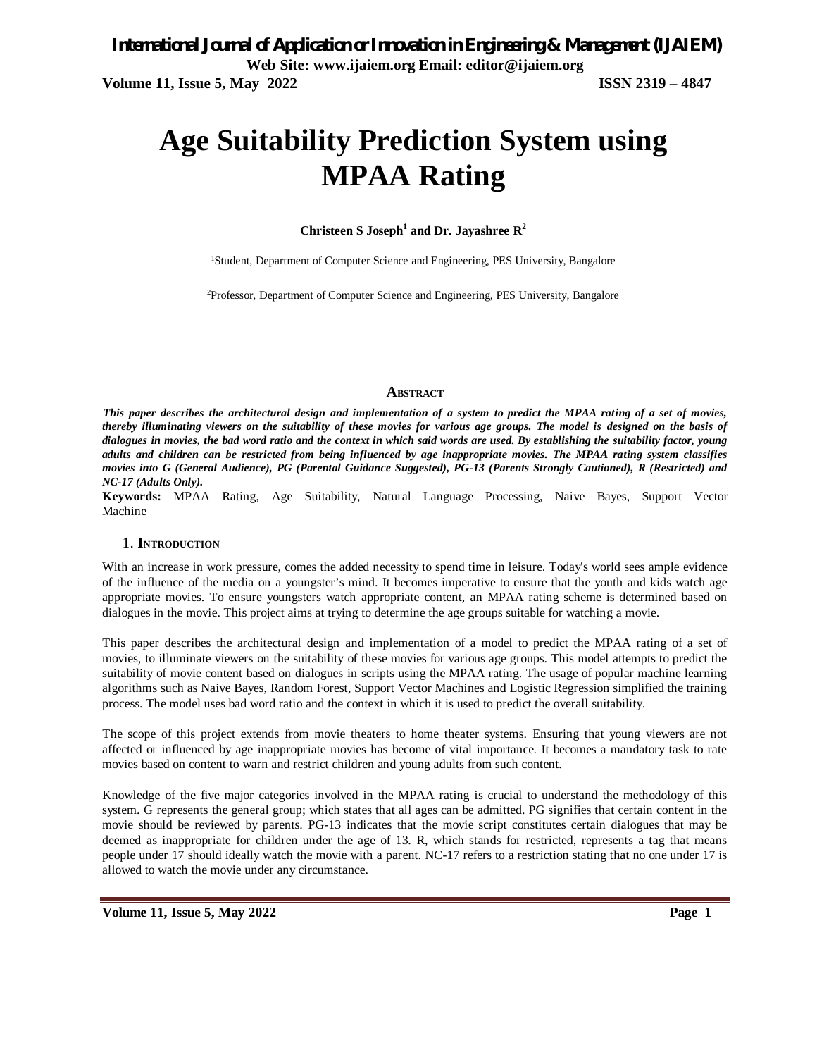# Age Suitability Prediction System using MPAA Rating

**Christeen S Joseph[1] and Dr. Jayashree R[2]**

[1]Student, Department of Computer Science and Engineering, PES University, Bangalore

[2]Professor, Department of Computer Science and Engineering, PES University, Bangalore

## Abstract

***This paper describes the architectural design and implementation of a system to predict the MPAA rating of a set of movies, thereby illuminating viewers on the suitability of these movies for various age groups. The model is designed on the basis of dialogues in movies, the bad word ratio and the context in which said words are used. By establishing the suitability factor, young adults and children can be restricted from being influenced by age inappropriate movies. The MPAA rating system classifies movies into G (General Audience), PG (Parental Guidance Suggested), PG-13 (Parents Strongly Cautioned), R (Restricted) and NC-17 (Adults Only).***

**Keywords:** MPAA Rating, Age Suitability, Natural Language Processing, Naive Bayes, Support Vector Machine

## 1. Introduction

With an increase in work pressure, comes the added necessity to spend time in leisure. Today's world sees ample evidence of the influence of the media on a youngster's mind. It becomes imperative to ensure that the youth and kids watch age appropriate movies. To ensure youngsters watch appropriate content, an MPAA rating scheme is determined based on dialogues in the movie. This project aims at trying to determine the age groups suitable for watching a movie.

This paper describes the architectural design and implementation of a model to predict the MPAA rating of a set of movies, to illuminate viewers on the suitability of these movies for various age groups. This model attempts to predict the suitability of movie content based on dialogues in scripts using the MPAA rating. The usage of popular machine learning algorithms such as Naive Bayes, Random Forest, Support Vector Machines and Logistic Regression simplified the training process. The model uses bad word ratio and the context in which it is used to predict the overall suitability.

The scope of this project extends from movie theaters to home theater systems. Ensuring that young viewers are not affected or influenced by age inappropriate movies has become of vital importance. It becomes a mandatory task to rate movies based on content to warn and restrict children and young adults from such content.

Knowledge of the five major categories involved in the MPAA rating is crucial to understand the methodology of this system. G represents the general group; which states that all ages can be admitted. PG signifies that certain content in the movie should be reviewed by parents. PG-13 indicates that the movie script constitutes certain dialogues that may be deemed as inappropriate for children under the age of 13. R, which stands for restricted, represents a tag that means people under 17 should ideally watch the movie with a parent. NC-17 refers to a restriction stating that no one under 17 is allowed to watch the movie under any circumstance.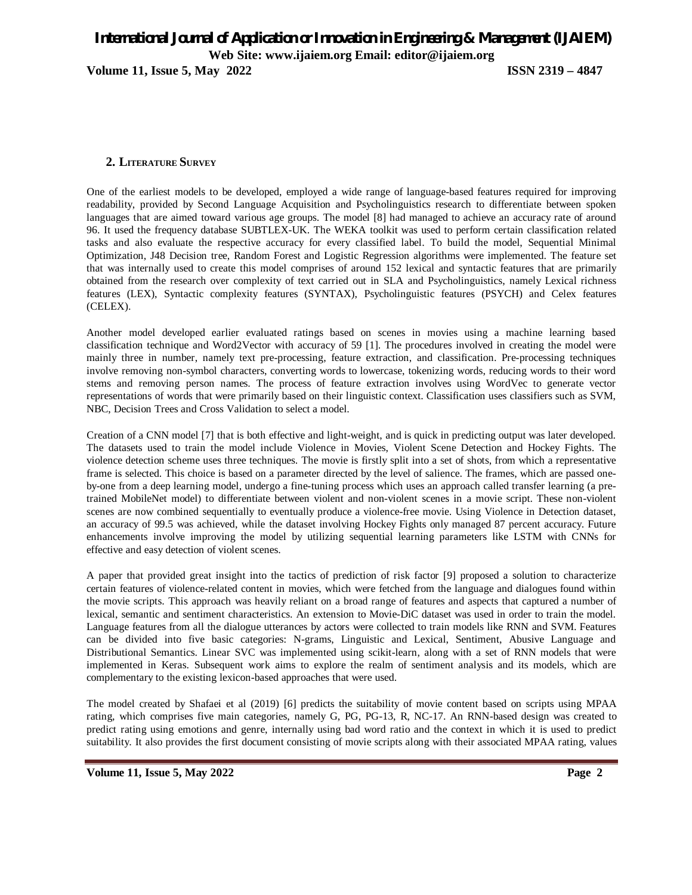## 2. Literature Survey

One of the earliest models to be developed, employed a wide range of language-based features required for improving readability, provided by Second Language Acquisition and Psycholinguistics research to differentiate between spoken languages that are aimed toward various age groups. The model [8] had managed to achieve an accuracy rate of around 96. It used the frequency database SUBTLEX-UK. The WEKA toolkit was used to perform certain classification related tasks and also evaluate the respective accuracy for every classified label. To build the model, Sequential Minimal Optimization, J48 Decision tree, Random Forest and Logistic Regression algorithms were implemented. The feature set that was internally used to create this model comprises of around 152 lexical and syntactic features that are primarily obtained from the research over complexity of text carried out in SLA and Psycholinguistics, namely Lexical richness features (LEX), Syntactic complexity features (SYNTAX), Psycholinguistic features (PSYCH) and Celex features (CELEX).

Another model developed earlier evaluated ratings based on scenes in movies using a machine learning based classification technique and Word2Vector with accuracy of 59 [1]. The procedures involved in creating the model were mainly three in number, namely text pre-processing, feature extraction, and classification. Pre-processing techniques involve removing non-symbol characters, converting words to lowercase, tokenizing words, reducing words to their word stems and removing person names. The process of feature extraction involves using WordVec to generate vector representations of words that were primarily based on their linguistic context. Classification uses classifiers such as SVM, NBC, Decision Trees and Cross Validation to select a model.

Creation of a CNN model [7] that is both effective and light-weight, and is quick in predicting output was later developed. The datasets used to train the model include Violence in Movies, Violent Scene Detection and Hockey Fights. The violence detection scheme uses three techniques. The movie is firstly split into a set of shots, from which a representative frame is selected. This choice is based on a parameter directed by the level of salience. The frames, which are passed one-by-one from a deep learning model, undergo a fine-tuning process which uses an approach called transfer learning (a pre-trained MobileNet model) to differentiate between violent and non-violent scenes in a movie script. These non-violent scenes are now combined sequentially to eventually produce a violence-free movie. Using Violence in Detection dataset, an accuracy of 99.5 was achieved, while the dataset involving Hockey Fights only managed 87 percent accuracy. Future enhancements involve improving the model by utilizing sequential learning parameters like LSTM with CNNs for effective and easy detection of violent scenes.

A paper that provided great insight into the tactics of prediction of risk factor [9] proposed a solution to characterize certain features of violence-related content in movies, which were fetched from the language and dialogues found within the movie scripts. This approach was heavily reliant on a broad range of features and aspects that captured a number of lexical, semantic and sentiment characteristics. An extension to Movie-DiC dataset was used in order to train the model. Language features from all the dialogue utterances by actors were collected to train models like RNN and SVM. Features can be divided into five basic categories: N-grams, Linguistic and Lexical, Sentiment, Abusive Language and Distributional Semantics. Linear SVC was implemented using scikit-learn, along with a set of RNN models that were implemented in Keras. Subsequent work aims to explore the realm of sentiment analysis and its models, which are complementary to the existing lexicon-based approaches that were used.

The model created by Shafaei et al (2019) [6] predicts the suitability of movie content based on scripts using MPAA rating, which comprises five main categories, namely G, PG, PG-13, R, NC-17. An RNN-based design was created to predict rating using emotions and genre, internally using bad word ratio and the context in which it is used to predict suitability. It also provides the first document consisting of movie scripts along with their associated MPAA rating, values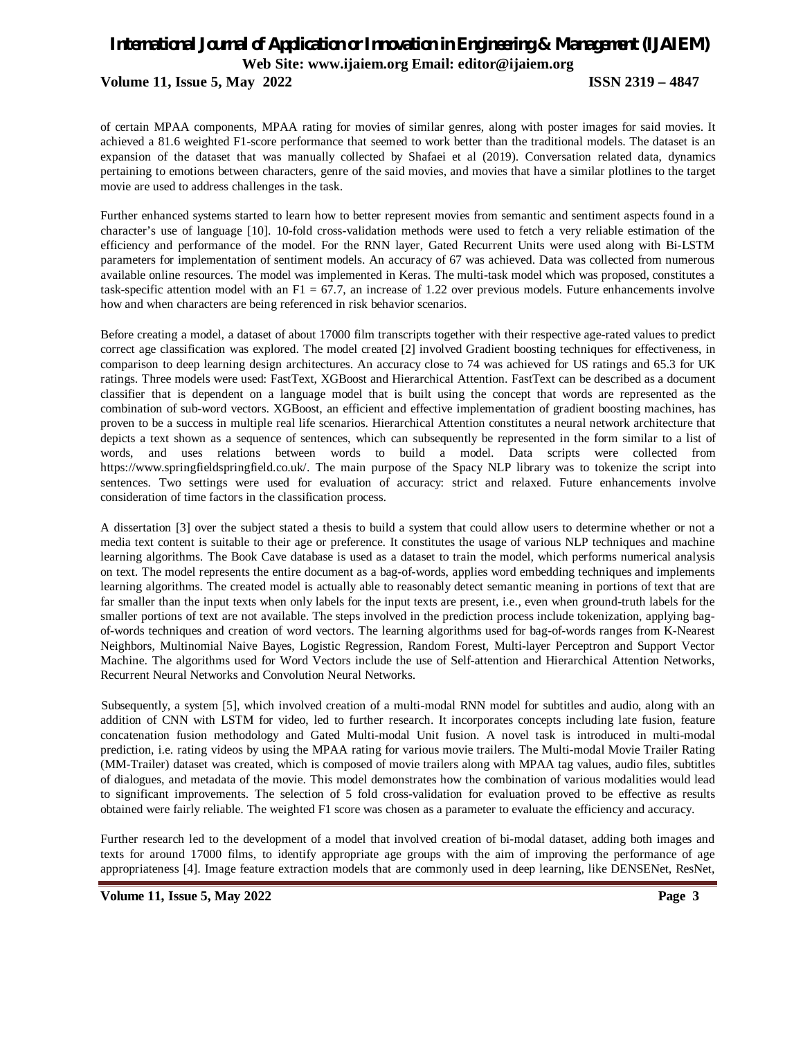of certain MPAA components, MPAA rating for movies of similar genres, along with poster images for said movies. It achieved a 81.6 weighted F1-score performance that seemed to work better than the traditional models. The dataset is an expansion of the dataset that was manually collected by Shafaei et al (2019). Conversation related data, dynamics pertaining to emotions between characters, genre of the said movies, and movies that have a similar plotlines to the target movie are used to address challenges in the task.

Further enhanced systems started to learn how to better represent movies from semantic and sentiment aspects found in a character's use of language [10]. 10-fold cross-validation methods were used to fetch a very reliable estimation of the efficiency and performance of the model. For the RNN layer, Gated Recurrent Units were used along with Bi-LSTM parameters for implementation of sentiment models. An accuracy of 67 was achieved. Data was collected from numerous available online resources. The model was implemented in Keras. The multi-task model which was proposed, constitutes a task-specific attention model with an F1 = 67.7, an increase of 1.22 over previous models. Future enhancements involve how and when characters are being referenced in risk behavior scenarios.

Before creating a model, a dataset of about 17000 film transcripts together with their respective age-rated values to predict correct age classification was explored. The model created [2] involved Gradient boosting techniques for effectiveness, in comparison to deep learning design architectures. An accuracy close to 74 was achieved for US ratings and 65.3 for UK ratings. Three models were used: FastText, XGBoost and Hierarchical Attention. FastText can be described as a document classifier that is dependent on a language model that is built using the concept that words are represented as the combination of sub-word vectors. XGBoost, an efficient and effective implementation of gradient boosting machines, has proven to be a success in multiple real life scenarios. Hierarchical Attention constitutes a neural network architecture that depicts a text shown as a sequence of sentences, which can subsequently be represented in the form similar to a list of words, and uses relations between words to build a model. Data scripts were collected from https://www.springfieldspringfield.co.uk/. The main purpose of the Spacy NLP library was to tokenize the script into sentences. Two settings were used for evaluation of accuracy: strict and relaxed. Future enhancements involve consideration of time factors in the classification process.

A dissertation [3] over the subject stated a thesis to build a system that could allow users to determine whether or not a media text content is suitable to their age or preference. It constitutes the usage of various NLP techniques and machine learning algorithms. The Book Cave database is used as a dataset to train the model, which performs numerical analysis on text. The model represents the entire document as a bag-of-words, applies word embedding techniques and implements learning algorithms. The created model is actually able to reasonably detect semantic meaning in portions of text that are far smaller than the input texts when only labels for the input texts are present, i.e., even when ground-truth labels for the smaller portions of text are not available. The steps involved in the prediction process include tokenization, applying bag-of-words techniques and creation of word vectors. The learning algorithms used for bag-of-words ranges from K-Nearest Neighbors, Multinomial Naive Bayes, Logistic Regression, Random Forest, Multi-layer Perceptron and Support Vector Machine. The algorithms used for Word Vectors include the use of Self-attention and Hierarchical Attention Networks, Recurrent Neural Networks and Convolution Neural Networks.

Subsequently, a system [5], which involved creation of a multi-modal RNN model for subtitles and audio, along with an addition of CNN with LSTM for video, led to further research. It incorporates concepts including late fusion, feature concatenation fusion methodology and Gated Multi-modal Unit fusion. A novel task is introduced in multi-modal prediction, i.e. rating videos by using the MPAA rating for various movie trailers. The Multi-modal Movie Trailer Rating (MM-Trailer) dataset was created, which is composed of movie trailers along with MPAA tag values, audio files, subtitles of dialogues, and metadata of the movie. This model demonstrates how the combination of various modalities would lead to significant improvements. The selection of 5 fold cross-validation for evaluation proved to be effective as results obtained were fairly reliable. The weighted F1 score was chosen as a parameter to evaluate the efficiency and accuracy.

Further research led to the development of a model that involved creation of bi-modal dataset, adding both images and texts for around 17000 films, to identify appropriate age groups with the aim of improving the performance of age appropriateness [4]. Image feature extraction models that are commonly used in deep learning, like DENSENet, ResNet,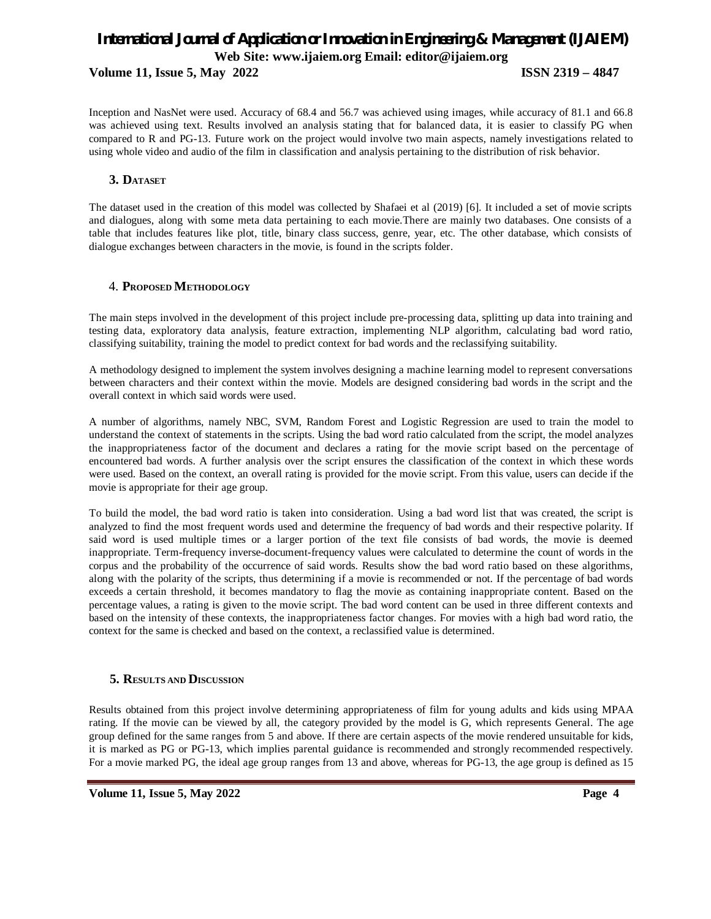Inception and NasNet were used. Accuracy of 68.4 and 56.7 was achieved using images, while accuracy of 81.1 and 66.8 was achieved using text. Results involved an analysis stating that for balanced data, it is easier to classify PG when compared to R and PG-13. Future work on the project would involve two main aspects, namely investigations related to using whole video and audio of the film in classification and analysis pertaining to the distribution of risk behavior.

## 3. Dataset

The dataset used in the creation of this model was collected by Shafaei et al (2019) [6]. It included a set of movie scripts and dialogues, along with some meta data pertaining to each movie.There are mainly two databases. One consists of a table that includes features like plot, title, binary class success, genre, year, etc. The other database, which consists of dialogue exchanges between characters in the movie, is found in the scripts folder.

## 4. Proposed Methodology

The main steps involved in the development of this project include pre-processing data, splitting up data into training and testing data, exploratory data analysis, feature extraction, implementing NLP algorithm, calculating bad word ratio, classifying suitability, training the model to predict context for bad words and the reclassifying suitability.

A methodology designed to implement the system involves designing a machine learning model to represent conversations between characters and their context within the movie. Models are designed considering bad words in the script and the overall context in which said words were used.

A number of algorithms, namely NBC, SVM, Random Forest and Logistic Regression are used to train the model to understand the context of statements in the scripts. Using the bad word ratio calculated from the script, the model analyzes the inappropriateness factor of the document and declares a rating for the movie script based on the percentage of encountered bad words. A further analysis over the script ensures the classification of the context in which these words were used. Based on the context, an overall rating is provided for the movie script. From this value, users can decide if the movie is appropriate for their age group.

To build the model, the bad word ratio is taken into consideration. Using a bad word list that was created, the script is analyzed to find the most frequent words used and determine the frequency of bad words and their respective polarity. If said word is used multiple times or a larger portion of the text file consists of bad words, the movie is deemed inappropriate. Term-frequency inverse-document-frequency values were calculated to determine the count of words in the corpus and the probability of the occurrence of said words. Results show the bad word ratio based on these algorithms, along with the polarity of the scripts, thus determining if a movie is recommended or not. If the percentage of bad words exceeds a certain threshold, it becomes mandatory to flag the movie as containing inappropriate content. Based on the percentage values, a rating is given to the movie script. The bad word content can be used in three different contexts and based on the intensity of these contexts, the inappropriateness factor changes. For movies with a high bad word ratio, the context for the same is checked and based on the context, a reclassified value is determined.

## 5. Results and Discussion

Results obtained from this project involve determining appropriateness of film for young adults and kids using MPAA rating. If the movie can be viewed by all, the category provided by the model is G, which represents General. The age group defined for the same ranges from 5 and above. If there are certain aspects of the movie rendered unsuitable for kids, it is marked as PG or PG-13, which implies parental guidance is recommended and strongly recommended respectively. For a movie marked PG, the ideal age group ranges from 13 and above, whereas for PG-13, the age group is defined as 15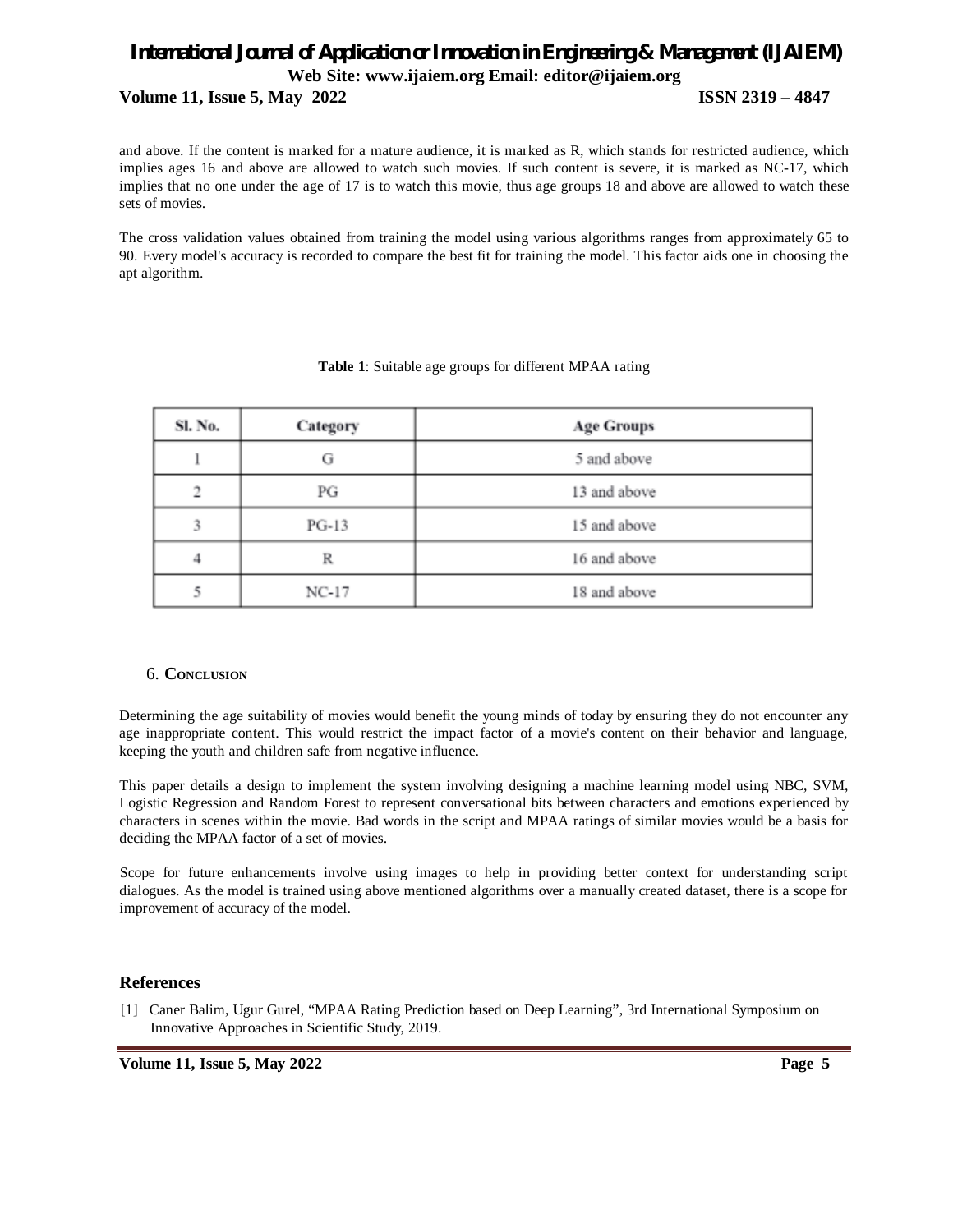and above. If the content is marked for a mature audience, it is marked as R, which stands for restricted audience, which implies ages 16 and above are allowed to watch such movies. If such content is severe, it is marked as NC-17, which implies that no one under the age of 17 is to watch this movie, thus age groups 18 and above are allowed to watch these sets of movies.

The cross validation values obtained from training the model using various algorithms ranges from approximately 65 to 90. Every model's accuracy is recorded to compare the best fit for training the model. This factor aids one in choosing the apt algorithm.

**Table 1**: Suitable age groups for different MPAA rating

| Sl. No. | Category | Age Groups |
| --- | --- | --- |
| 1 | G | 5 and above |
| 2 | PG | 13 and above |
| 3 | PG-13 | 15 and above |
| 4 | R | 16 and above |
| 5 | NC-17 | 18 and above |

## 6. Conclusion

Determining the age suitability of movies would benefit the young minds of today by ensuring they do not encounter any age inappropriate content. This would restrict the impact factor of a movie's content on their behavior and language, keeping the youth and children safe from negative influence.

This paper details a design to implement the system involving designing a machine learning model using NBC, SVM, Logistic Regression and Random Forest to represent conversational bits between characters and emotions experienced by characters in scenes within the movie. Bad words in the script and MPAA ratings of similar movies would be a basis for deciding the MPAA factor of a set of movies.

Scope for future enhancements involve using images to help in providing better context for understanding script dialogues. As the model is trained using above mentioned algorithms over a manually created dataset, there is a scope for improvement of accuracy of the model.

## References

[1] Caner Balim, Ugur Gurel, "MPAA Rating Prediction based on Deep Learning", 3rd International Symposium on Innovative Approaches in Scientific Study, 2019.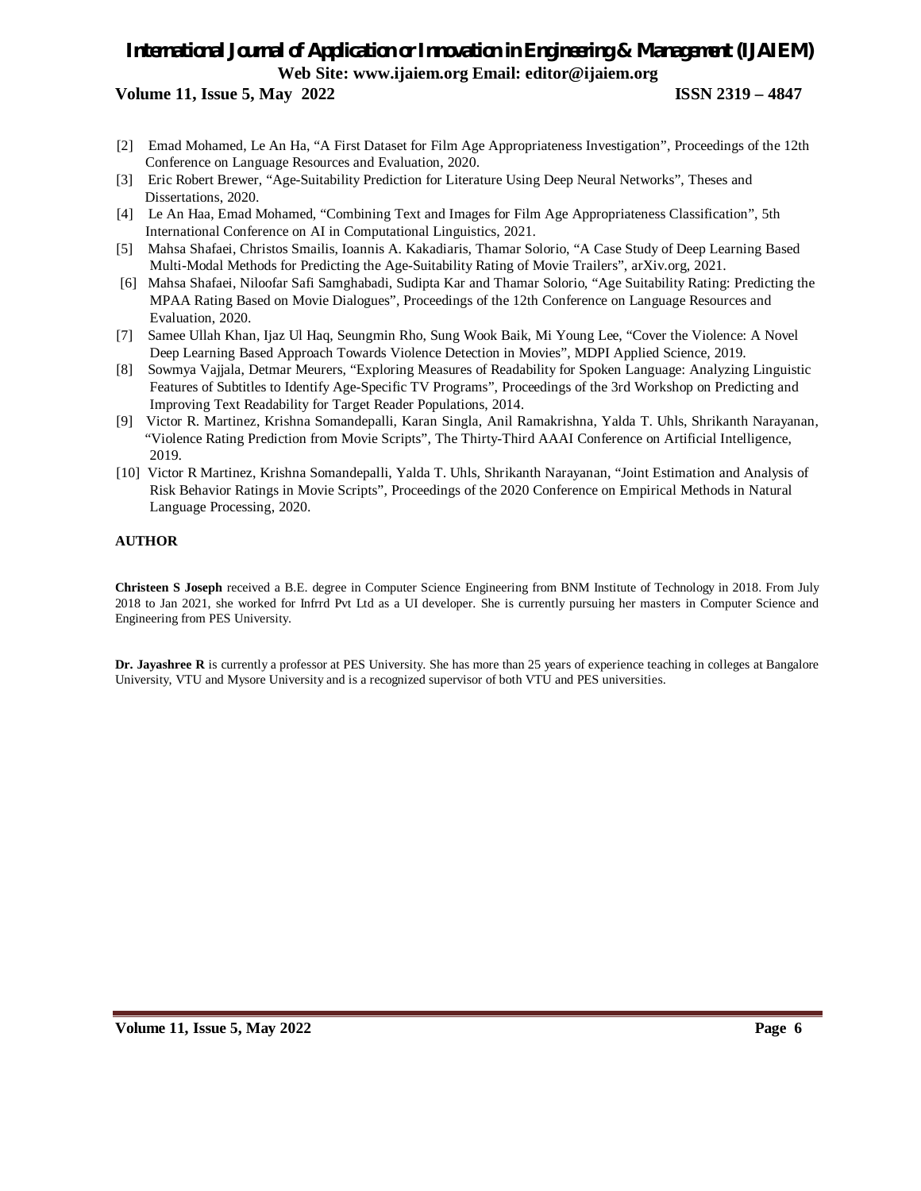[2] Emad Mohamed, Le An Ha, "A First Dataset for Film Age Appropriateness Investigation", Proceedings of the 12th Conference on Language Resources and Evaluation, 2020.

[3] Eric Robert Brewer, "Age-Suitability Prediction for Literature Using Deep Neural Networks", Theses and Dissertations, 2020.

[4] Le An Haa, Emad Mohamed, "Combining Text and Images for Film Age Appropriateness Classification", 5th International Conference on AI in Computational Linguistics, 2021.

[5] Mahsa Shafaei, Christos Smailis, Ioannis A. Kakadiaris, Thamar Solorio, "A Case Study of Deep Learning Based Multi-Modal Methods for Predicting the Age-Suitability Rating of Movie Trailers", arXiv.org, 2021.

[6] Mahsa Shafaei, Niloofar Safi Samghabadi, Sudipta Kar and Thamar Solorio, "Age Suitability Rating: Predicting the MPAA Rating Based on Movie Dialogues", Proceedings of the 12th Conference on Language Resources and Evaluation, 2020.

[7] Samee Ullah Khan, Ijaz Ul Haq, Seungmin Rho, Sung Wook Baik, Mi Young Lee, "Cover the Violence: A Novel Deep Learning Based Approach Towards Violence Detection in Movies", MDPI Applied Science, 2019.

[8] Sowmya Vajjala, Detmar Meurers, "Exploring Measures of Readability for Spoken Language: Analyzing Linguistic Features of Subtitles to Identify Age-Specific TV Programs", Proceedings of the 3rd Workshop on Predicting and Improving Text Readability for Target Reader Populations, 2014.

[9] Victor R. Martinez, Krishna Somandepalli, Karan Singla, Anil Ramakrishna, Yalda T. Uhls, Shrikanth Narayanan, "Violence Rating Prediction from Movie Scripts", The Thirty-Third AAAI Conference on Artificial Intelligence, 2019.

[10] Victor R Martinez, Krishna Somandepalli, Yalda T. Uhls, Shrikanth Narayanan, "Joint Estimation and Analysis of Risk Behavior Ratings in Movie Scripts", Proceedings of the 2020 Conference on Empirical Methods in Natural Language Processing, 2020.

## AUTHOR

**Christeen S Joseph** received a B.E. degree in Computer Science Engineering from BNM Institute of Technology in 2018. From July 2018 to Jan 2021, she worked for Infrrd Pvt Ltd as a UI developer. She is currently pursuing her masters in Computer Science and Engineering from PES University.

**Dr. Jayashree R** is currently a professor at PES University. She has more than 25 years of experience teaching in colleges at Bangalore University, VTU and Mysore University and is a recognized supervisor of both VTU and PES universities.